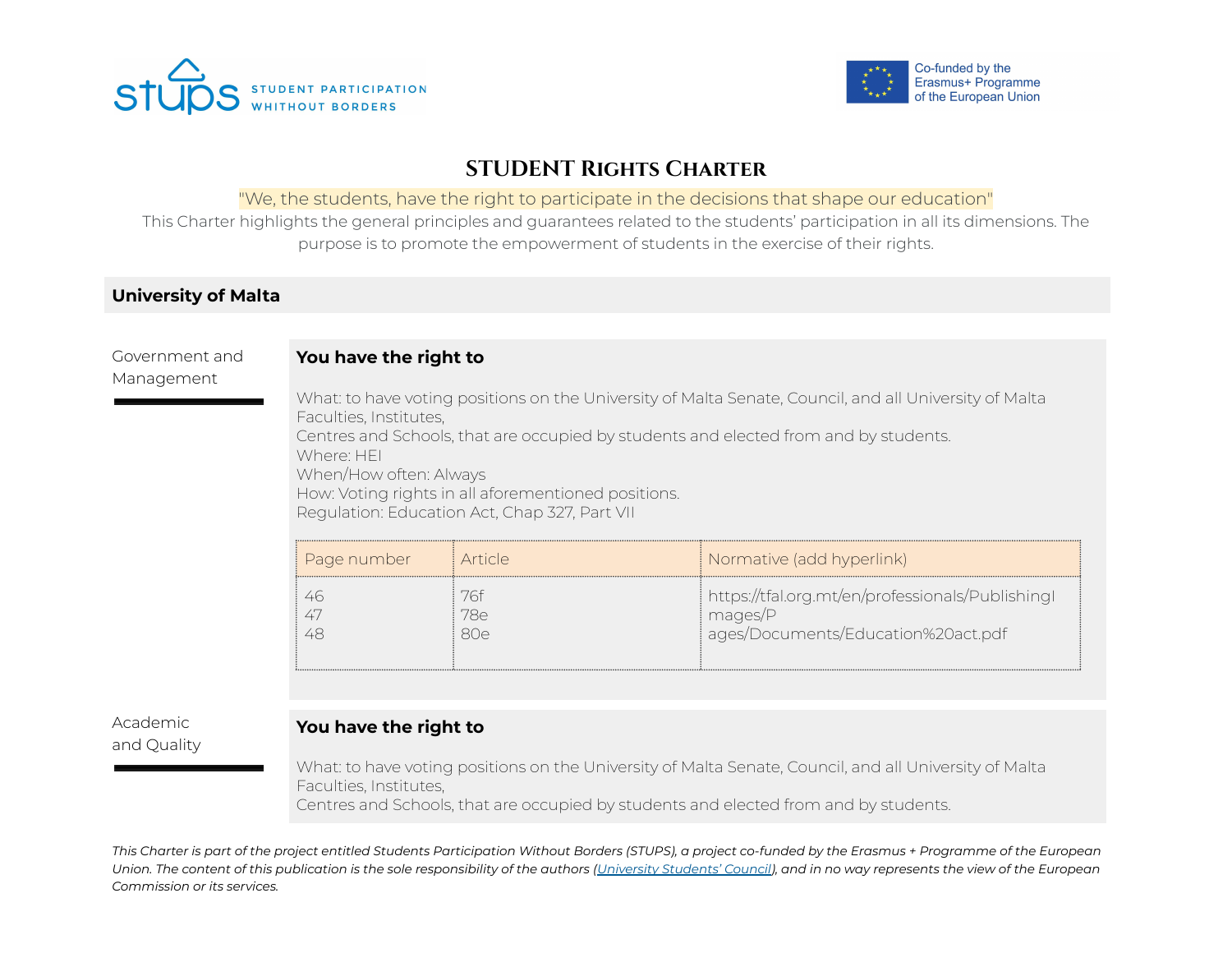STUDENT PARTICIPATION WHITHOUT BORDERS

Co-funded by the Erasmus+ Programme of the European Union

# STUDENT RIGHTS CHARTER

"We, the students, have the right to participate in the decisions that shape our education"

This Charter highlights the general principles and guarantees related to the students' participation in all its dimensions. The purpose is to promote the empowerment of students in the exercise of their rights.

## University of Malta

### Government and Management

**You have the right to**

What: to have voting positions on the University of Malta Senate, Council, and all University of Malta Faculties, Institutes,
Centres and Schools, that are occupied by students and elected from and by students.
Where: HEI
When/How often: Always
How: Voting rights in all aforementioned positions.
Regulation: Education Act, Chap 327, Part VII

| Page number | Article | Normative (add hyperlink) |
|---|---|---|
| 46<br>47<br>48 | 76f<br>78e<br>80e | https://tfal.org.mt/en/professionals/PublishingImages/Pages/Documents/Education%20act.pdf |

### Academic and Quality

**You have the right to**

What: to have voting positions on the University of Malta Senate, Council, and all University of Malta Faculties, Institutes,
Centres and Schools, that are occupied by students and elected from and by students.

*This Charter is part of the project entitled Students Participation Without Borders (STUPS), a project co-funded by the Erasmus + Programme of the European Union. The content of this publication is the sole responsibility of the authors (University Students' Council), and in no way represents the view of the European Commission or its services.*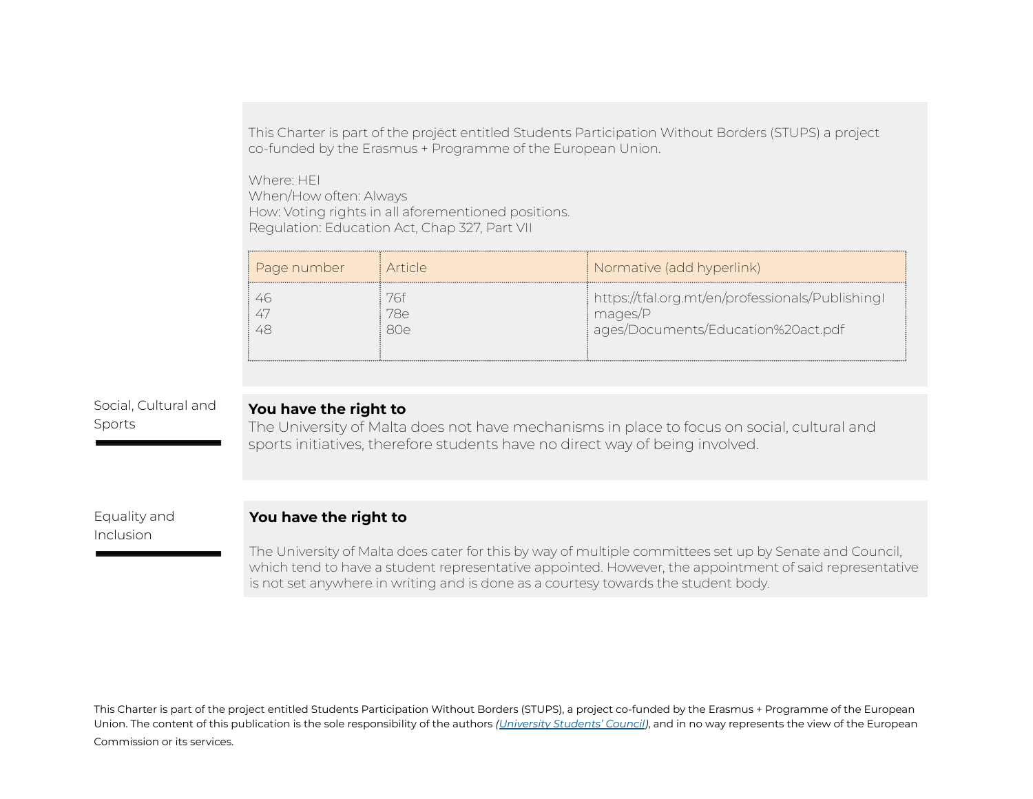This Charter is part of the project entitled Students Participation Without Borders (STUPS) a project co-funded by the Erasmus + Programme of the European Union.

Where: HEI
When/How often: Always
How: Voting rights in all aforementioned positions.
Regulation: Education Act, Chap 327, Part VII

| Page number | Article | Normative (add hyperlink) |
| --- | --- | --- |
| 46<br>47<br>48 | 76f<br>78e<br>80e | https://tfal.org.mt/en/professionals/PublishingImages/Pages/Documents/Education%20act.pdf |

## Social, Cultural and Sports

**You have the right to**

The University of Malta does not have mechanisms in place to focus on social, cultural and sports initiatives, therefore students have no direct way of being involved.

## Equality and Inclusion

**You have the right to**

The University of Malta does cater for this by way of multiple committees set up by Senate and Council, which tend to have a student representative appointed. However, the appointment of said representative is not set anywhere in writing and is done as a courtesy towards the student body.

This Charter is part of the project entitled Students Participation Without Borders (STUPS), a project co-funded by the Erasmus + Programme of the European Union. The content of this publication is the sole responsibility of the authors *(University Students' Council)*, and in no way represents the view of the European Commission or its services.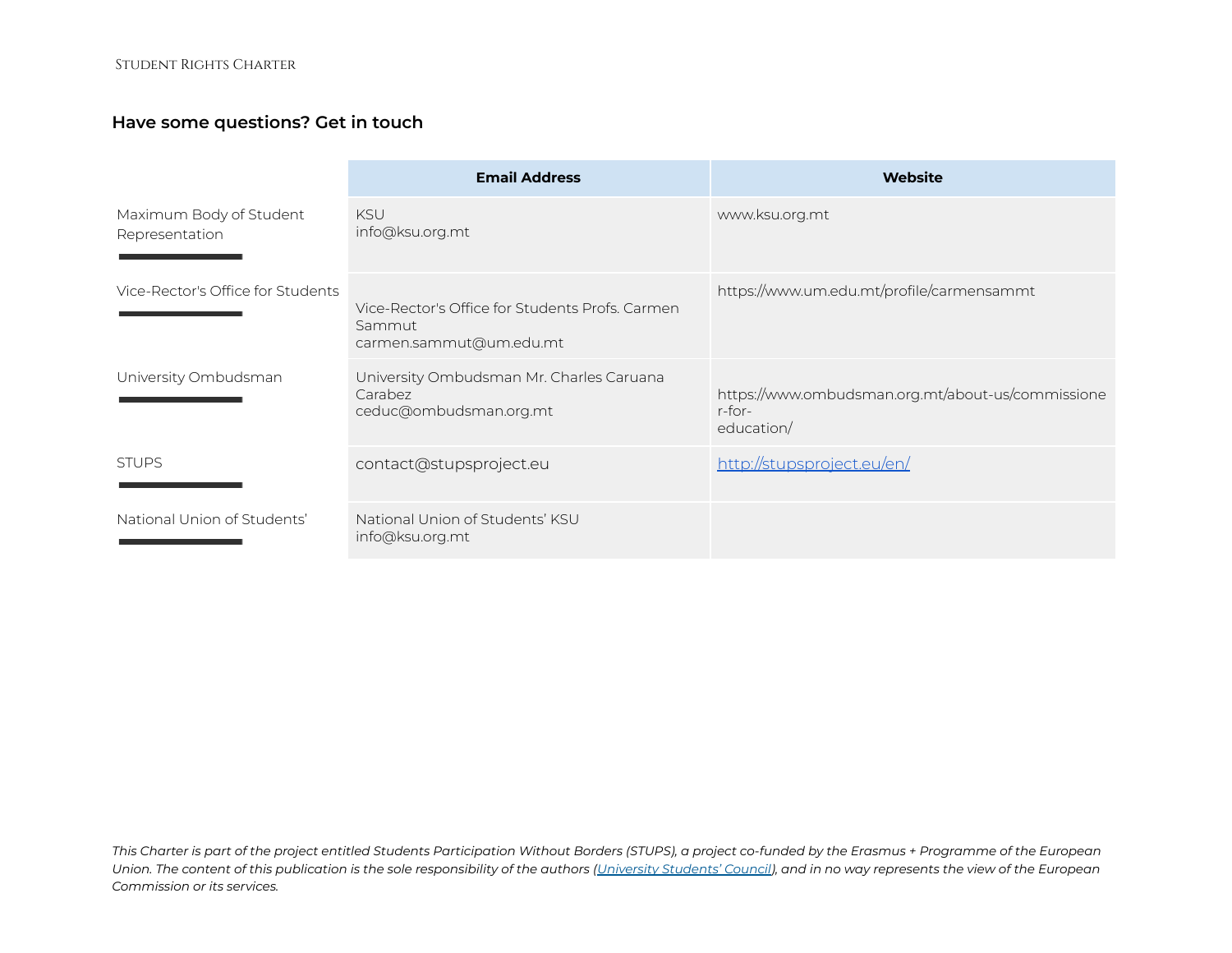## Have some questions? Get in touch

| | Email Address | Website |
|---|---|---|
| Maximum Body of Student Representation | KSU<br>info@ksu.org.mt | www.ksu.org.mt |
| Vice-Rector's Office for Students | Vice-Rector's Office for Students Profs. Carmen Sammut<br>carmen.sammut@um.edu.mt | https://www.um.edu.mt/profile/carmensammt |
| University Ombudsman | University Ombudsman Mr. Charles Caruana Carabez<br>ceduc@ombudsman.org.mt | https://www.ombudsman.org.mt/about-us/commissioner-for-education/ |
| STUPS | contact@stupsproject.eu | [http://stupsproject.eu/en/](http://stupsproject.eu/en/) |
| National Union of Students' | National Union of Students' KSU<br>info@ksu.org.mt | |

*This Charter is part of the project entitled Students Participation Without Borders (STUPS), a project co-funded by the Erasmus + Programme of the European Union. The content of this publication is the sole responsibility of the authors ([University Students' Council]), and in no way represents the view of the European Commission or its services.*